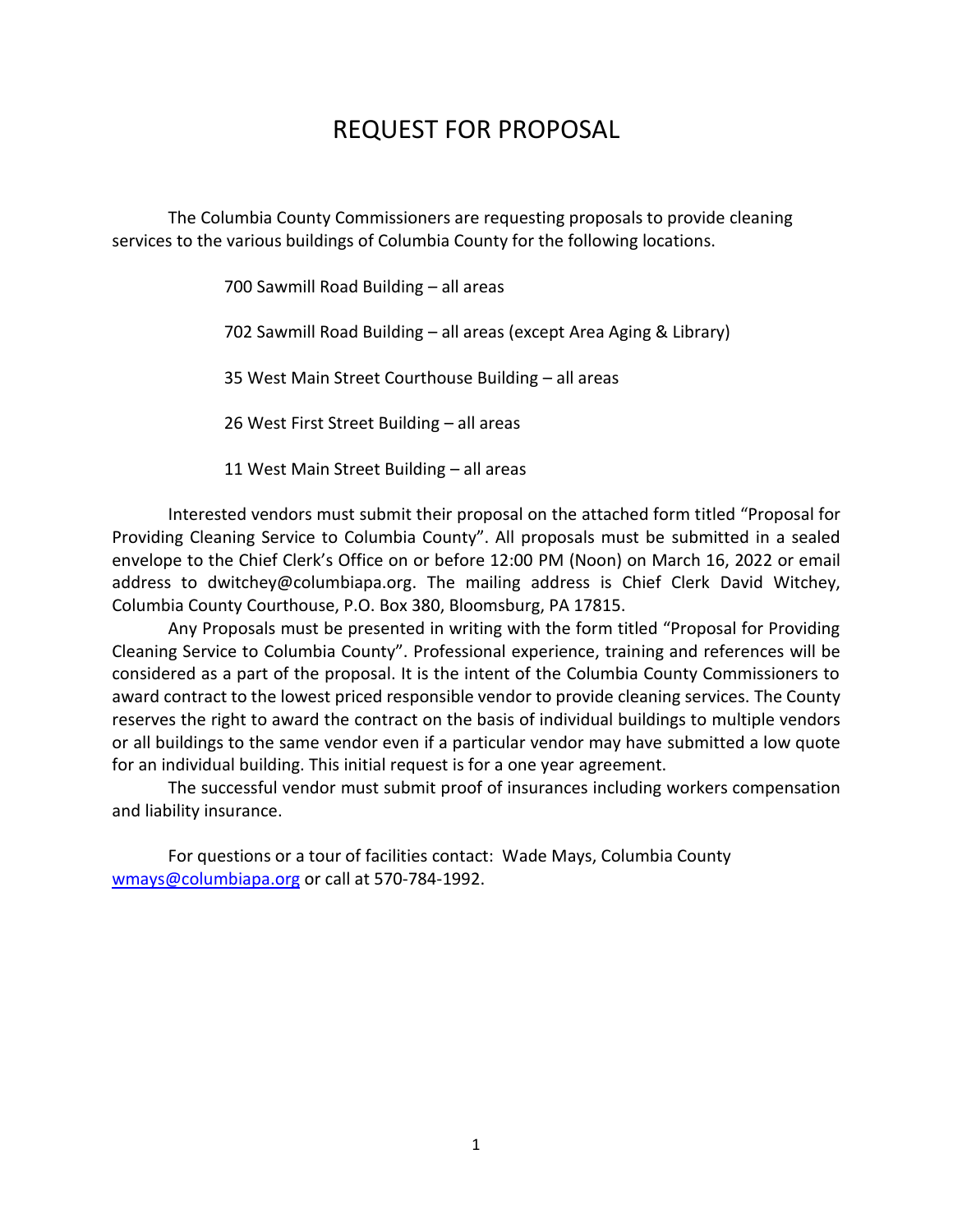# REQUEST FOR PROPOSAL

The Columbia County Commissioners are requesting proposals to provide cleaning services to the various buildings of Columbia County for the following locations.

700 Sawmill Road Building – all areas

702 Sawmill Road Building – all areas (except Area Aging & Library)

35 West Main Street Courthouse Building – all areas

26 West First Street Building – all areas

11 West Main Street Building – all areas

Interested vendors must submit their proposal on the attached form titled "Proposal for Providing Cleaning Service to Columbia County". All proposals must be submitted in a sealed envelope to the Chief Clerk's Office on or before 12:00 PM (Noon) on March 16, 2022 or email address to dwitchey@columbiapa.org. The mailing address is Chief Clerk David Witchey, Columbia County Courthouse, P.O. Box 380, Bloomsburg, PA 17815.

Any Proposals must be presented in writing with the form titled "Proposal for Providing Cleaning Service to Columbia County". Professional experience, training and references will be considered as a part of the proposal. It is the intent of the Columbia County Commissioners to award contract to the lowest priced responsible vendor to provide cleaning services. The County reserves the right to award the contract on the basis of individual buildings to multiple vendors or all buildings to the same vendor even if a particular vendor may have submitted a low quote for an individual building. This initial request is for a one year agreement.

The successful vendor must submit proof of insurances including workers compensation and liability insurance.

For questions or a tour of facilities contact: Wade Mays, Columbia County wmays@columbiapa.org or call at 570-784-1992.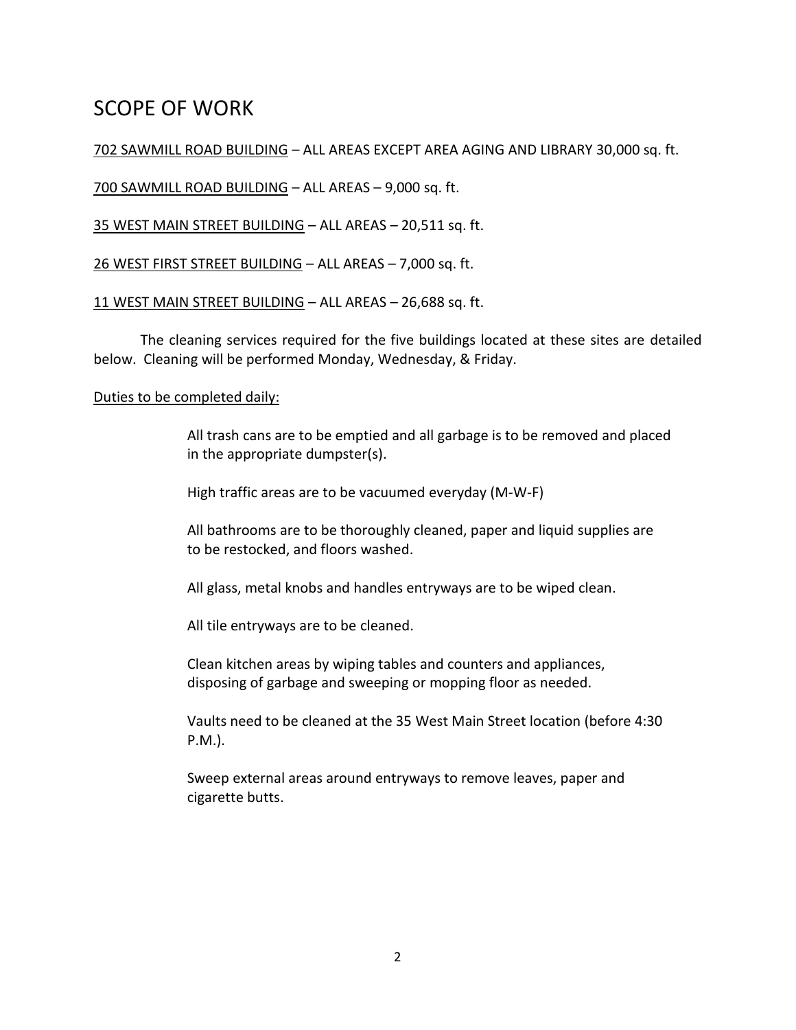# SCOPE OF WORK

<u>702 SAWMILL ROAD BUILDING</u> – ALL AREAS EXCEPT AREA AGING AND LIBRARY 30,000 sq. ft.

<u>700 SAWMILL ROAD BUILDING</u> – ALL AREAS – 9,000 sq. ft.

<u>35 WEST MAIN STREET BUILDING</u> – ALL AREAS – 20,511 sq. ft.

<u>26 WEST FIRST STREET BUILDING</u> – ALL AREAS – 7,000 sq. ft.

<u>11 WEST MAIN STREET BUILDING</u> – ALL AREAS – 26,688 sq. ft.

The cleaning services required for the five buildings located at these sites are detailed below. Cleaning will be performed Monday, Wednesday, & Friday.

<u>Duties to be completed daily:</u>

All trash cans are to be emptied and all garbage is to be removed and placed in the appropriate dumpster(s).

High traffic areas are to be vacuumed everyday (M-W-F)

All bathrooms are to be thoroughly cleaned, paper and liquid supplies are to be restocked, and floors washed.

All glass, metal knobs and handles entryways are to be wiped clean.

All tile entryways are to be cleaned.

Clean kitchen areas by wiping tables and counters and appliances, disposing of garbage and sweeping or mopping floor as needed.

Vaults need to be cleaned at the 35 West Main Street location (before 4:30 P.M.).

Sweep external areas around entryways to remove leaves, paper and cigarette butts.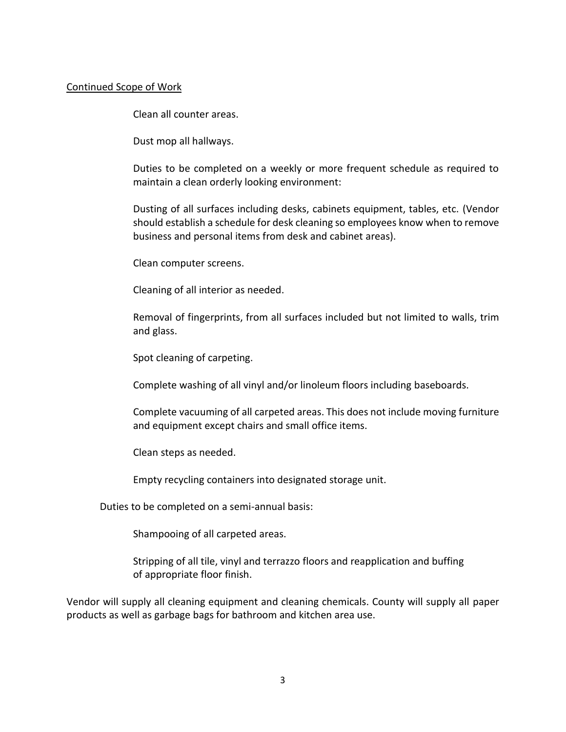<u>Continued Scope of Work</u>

Clean all counter areas.

Dust mop all hallways.

Duties to be completed on a weekly or more frequent schedule as required to maintain a clean orderly looking environment:

Dusting of all surfaces including desks, cabinets equipment, tables, etc. (Vendor should establish a schedule for desk cleaning so employees know when to remove business and personal items from desk and cabinet areas).

Clean computer screens.

Cleaning of all interior as needed.

Removal of fingerprints, from all surfaces included but not limited to walls, trim and glass.

Spot cleaning of carpeting.

Complete washing of all vinyl and/or linoleum floors including baseboards.

Complete vacuuming of all carpeted areas. This does not include moving furniture and equipment except chairs and small office items.

Clean steps as needed.

Empty recycling containers into designated storage unit.

Duties to be completed on a semi-annual basis:

Shampooing of all carpeted areas.

Stripping of all tile, vinyl and terrazzo floors and reapplication and buffing of appropriate floor finish.

Vendor will supply all cleaning equipment and cleaning chemicals. County will supply all paper products as well as garbage bags for bathroom and kitchen area use.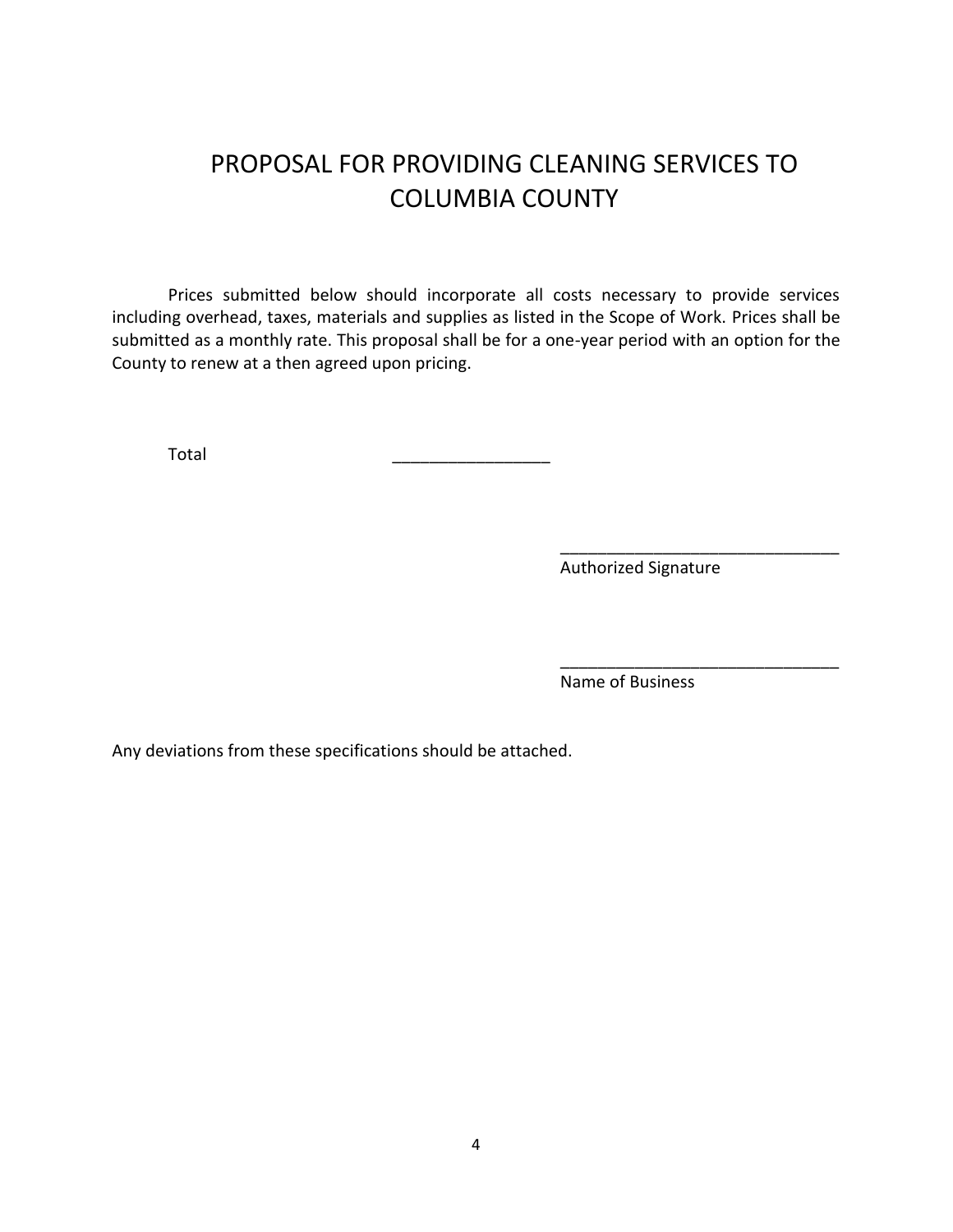# PROPOSAL FOR PROVIDING CLEANING SERVICES TO COLUMBIA COUNTY

Prices submitted below should incorporate all costs necessary to provide services including overhead, taxes, materials and supplies as listed in the Scope of Work. Prices shall be submitted as a monthly rate. This proposal shall be for a one-year period with an option for the County to renew at a then agreed upon pricing.

Total _________________

______________________________
Authorized Signature

______________________________
Name of Business

Any deviations from these specifications should be attached.